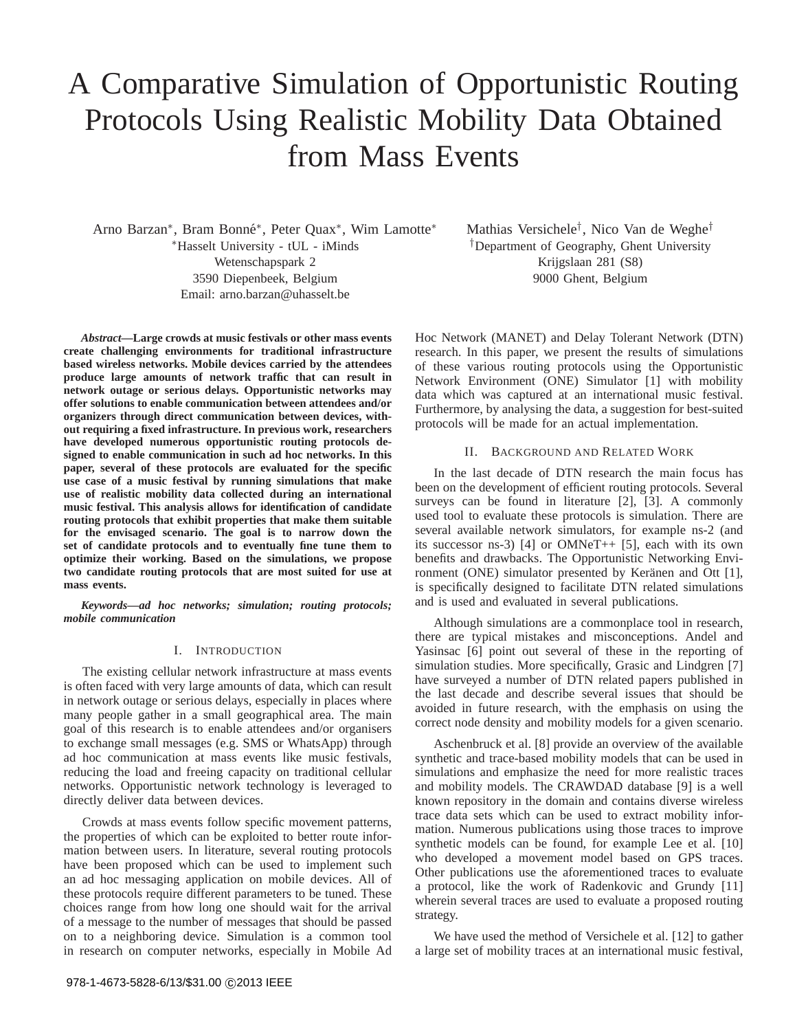# A Comparative Simulation of Opportunistic Routing Protocols Using Realistic Mobility Data Obtained from Mass Events

Arno Barzan*, Bram Bonné*, Peter Quax*, Wim Lamotte*
*Hasselt University - tUL - iMinds
Wetenschapspark 2
3590 Diepenbeek, Belgium
Email: arno.barzan@uhasselt.be

Mathias Versichele†, Nico Van de Weghe†
†Department of Geography, Ghent University
Krijgslaan 281 (S8)
9000 Ghent, Belgium

***Abstract*—Large crowds at music festivals or other mass events create challenging environments for traditional infrastructure based wireless networks. Mobile devices carried by the attendees produce large amounts of network traffic that can result in network outage or serious delays. Opportunistic networks may offer solutions to enable communication between attendees and/or organizers through direct communication between devices, without requiring a fixed infrastructure. In previous work, researchers have developed numerous opportunistic routing protocols designed to enable communication in such ad hoc networks. In this paper, several of these protocols are evaluated for the specific use case of a music festival by running simulations that make use of realistic mobility data collected during an international music festival. This analysis allows for identification of candidate routing protocols that exhibit properties that make them suitable for the envisaged scenario. The goal is to narrow down the set of candidate protocols and to eventually fine tune them to optimize their working. Based on the simulations, we propose two candidate routing protocols that are most suited for use at mass events.**

***Keywords*—ad hoc networks; simulation; routing protocols; mobile communication**

## I. Introduction

The existing cellular network infrastructure at mass events is often faced with very large amounts of data, which can result in network outage or serious delays, especially in places where many people gather in a small geographical area. The main goal of this research is to enable attendees and/or organisers to exchange small messages (e.g. SMS or WhatsApp) through ad hoc communication at mass events like music festivals, reducing the load and freeing capacity on traditional cellular networks. Opportunistic network technology is leveraged to directly deliver data between devices.

Crowds at mass events follow specific movement patterns, the properties of which can be exploited to better route information between users. In literature, several routing protocols have been proposed which can be used to implement such an ad hoc messaging application on mobile devices. All of these protocols require different parameters to be tuned. These choices range from how long one should wait for the arrival of a message to the number of messages that should be passed on to a neighboring device. Simulation is a common tool in research on computer networks, especially in Mobile Ad Hoc Network (MANET) and Delay Tolerant Network (DTN) research. In this paper, we present the results of simulations of these various routing protocols using the Opportunistic Network Environment (ONE) Simulator [1] with mobility data which was captured at an international music festival. Furthermore, by analysing the data, a suggestion for best-suited protocols will be made for an actual implementation.

## II. Background and Related Work

In the last decade of DTN research the main focus has been on the development of efficient routing protocols. Several surveys can be found in literature [2], [3]. A commonly used tool to evaluate these protocols is simulation. There are several available network simulators, for example ns-2 (and its successor ns-3) [4] or OMNeT++ [5], each with its own benefits and drawbacks. The Opportunistic Networking Environment (ONE) simulator presented by Keränen and Ott [1], is specifically designed to facilitate DTN related simulations and is used and evaluated in several publications.

Although simulations are a commonplace tool in research, there are typical mistakes and misconceptions. Andel and Yasinsac [6] point out several of these in the reporting of simulation studies. More specifically, Grasic and Lindgren [7] have surveyed a number of DTN related papers published in the last decade and describe several issues that should be avoided in future research, with the emphasis on using the correct node density and mobility models for a given scenario.

Aschenbruck et al. [8] provide an overview of the available synthetic and trace-based mobility models that can be used in simulations and emphasize the need for more realistic traces and mobility models. The CRAWDAD database [9] is a well known repository in the domain and contains diverse wireless trace data sets which can be used to extract mobility information. Numerous publications using those traces to improve synthetic models can be found, for example Lee et al. [10] who developed a movement model based on GPS traces. Other publications use the aforementioned traces to evaluate a protocol, like the work of Radenkovic and Grundy [11] wherein several traces are used to evaluate a proposed routing strategy.

We have used the method of Versichele et al. [12] to gather a large set of mobility traces at an international music festival,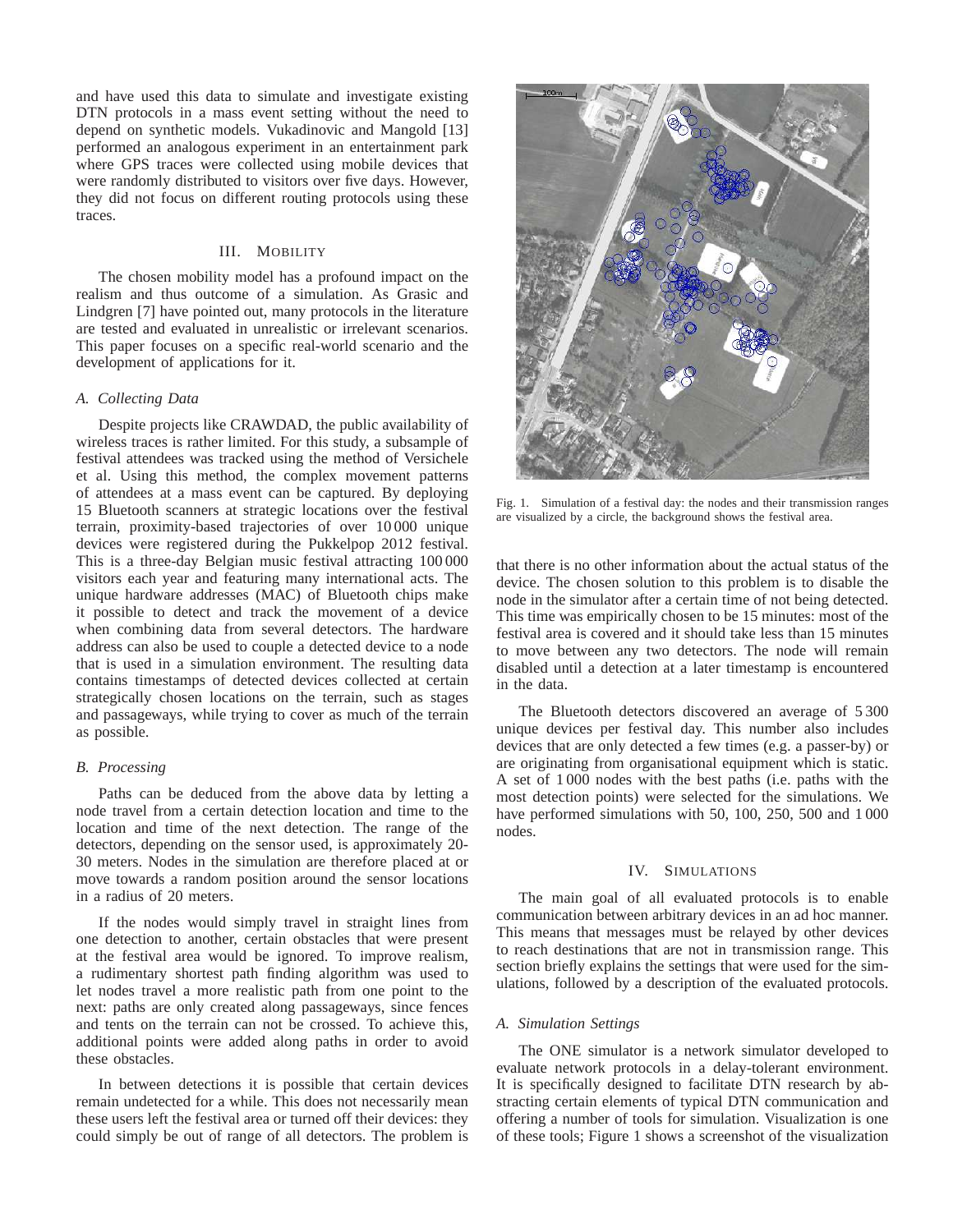and have used this data to simulate and investigate existing DTN protocols in a mass event setting without the need to depend on synthetic models. Vukadinovic and Mangold [13] performed an analogous experiment in an entertainment park where GPS traces were collected using mobile devices that were randomly distributed to visitors over five days. However, they did not focus on different routing protocols using these traces.

## III. Mobility

The chosen mobility model has a profound impact on the realism and thus outcome of a simulation. As Grasic and Lindgren [7] have pointed out, many protocols in the literature are tested and evaluated in unrealistic or irrelevant scenarios. This paper focuses on a specific real-world scenario and the development of applications for it.

### *A. Collecting Data*

Despite projects like CRAWDAD, the public availability of wireless traces is rather limited. For this study, a subsample of festival attendees was tracked using the method of Versichele et al. Using this method, the complex movement patterns of attendees at a mass event can be captured. By deploying 15 Bluetooth scanners at strategic locations over the festival terrain, proximity-based trajectories of over 10 000 unique devices were registered during the Pukkelpop 2012 festival. This is a three-day Belgian music festival attracting 100 000 visitors each year and featuring many international acts. The unique hardware addresses (MAC) of Bluetooth chips make it possible to detect and track the movement of a device when combining data from several detectors. The hardware address can also be used to couple a detected device to a node that is used in a simulation environment. The resulting data contains timestamps of detected devices collected at certain strategically chosen locations on the terrain, such as stages and passageways, while trying to cover as much of the terrain as possible.

### *B. Processing*

Paths can be deduced from the above data by letting a node travel from a certain detection location and time to the location and time of the next detection. The range of the detectors, depending on the sensor used, is approximately 20-30 meters. Nodes in the simulation are therefore placed at or move towards a random position around the sensor locations in a radius of 20 meters.

If the nodes would simply travel in straight lines from one detection to another, certain obstacles that were present at the festival area would be ignored. To improve realism, a rudimentary shortest path finding algorithm was used to let nodes travel a more realistic path from one point to the next: paths are only created along passageways, since fences and tents on the terrain can not be crossed. To achieve this, additional points were added along paths in order to avoid these obstacles.

In between detections it is possible that certain devices remain undetected for a while. This does not necessarily mean these users left the festival area or turned off their devices: they could simply be out of range of all detectors. The problem is that there is no other information about the actual status of the device. The chosen solution to this problem is to disable the node in the simulator after a certain time of not being detected. This time was empirically chosen to be 15 minutes: most of the festival area is covered and it should take less than 15 minutes to move between any two detectors. The node will remain disabled until a detection at a later timestamp is encountered in the data.

Fig. 1. Simulation of a festival day: the nodes and their transmission ranges are visualized by a circle, the background shows the festival area.

The Bluetooth detectors discovered an average of 5 300 unique devices per festival day. This number also includes devices that are only detected a few times (e.g. a passer-by) or are originating from organisational equipment which is static. A set of 1 000 nodes with the best paths (i.e. paths with the most detection points) were selected for the simulations. We have performed simulations with 50, 100, 250, 500 and 1 000 nodes.

## IV. Simulations

The main goal of all evaluated protocols is to enable communication between arbitrary devices in an ad hoc manner. This means that messages must be relayed by other devices to reach destinations that are not in transmission range. This section briefly explains the settings that were used for the simulations, followed by a description of the evaluated protocols.

### *A. Simulation Settings*

The ONE simulator is a network simulator developed to evaluate network protocols in a delay-tolerant environment. It is specifically designed to facilitate DTN research by abstracting certain elements of typical DTN communication and offering a number of tools for simulation. Visualization is one of these tools; Figure 1 shows a screenshot of the visualization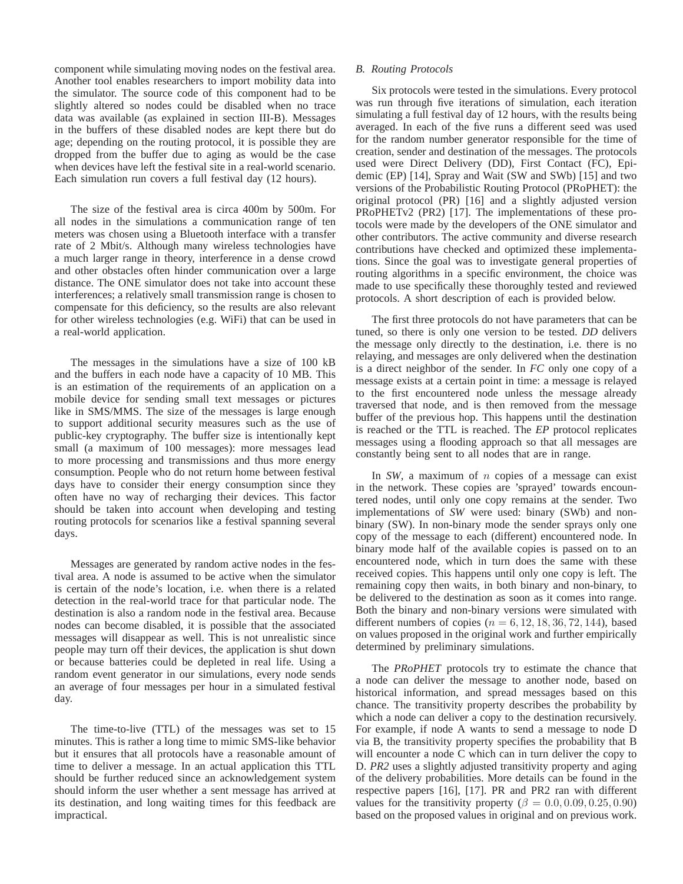component while simulating moving nodes on the festival area. Another tool enables researchers to import mobility data into the simulator. The source code of this component had to be slightly altered so nodes could be disabled when no trace data was available (as explained in section III-B). Messages in the buffers of these disabled nodes are kept there but do age; depending on the routing protocol, it is possible they are dropped from the buffer due to aging as would be the case when devices have left the festival site in a real-world scenario. Each simulation run covers a full festival day (12 hours).

The size of the festival area is circa 400m by 500m. For all nodes in the simulations a communication range of ten meters was chosen using a Bluetooth interface with a transfer rate of 2 Mbit/s. Although many wireless technologies have a much larger range in theory, interference in a dense crowd and other obstacles often hinder communication over a large distance. The ONE simulator does not take into account these interferences; a relatively small transmission range is chosen to compensate for this deficiency, so the results are also relevant for other wireless technologies (e.g. WiFi) that can be used in a real-world application.

The messages in the simulations have a size of 100 kB and the buffers in each node have a capacity of 10 MB. This is an estimation of the requirements of an application on a mobile device for sending small text messages or pictures like in SMS/MMS. The size of the messages is large enough to support additional security measures such as the use of public-key cryptography. The buffer size is intentionally kept small (a maximum of 100 messages): more messages lead to more processing and transmissions and thus more energy consumption. People who do not return home between festival days have to consider their energy consumption since they often have no way of recharging their devices. This factor should be taken into account when developing and testing routing protocols for scenarios like a festival spanning several days.

Messages are generated by random active nodes in the festival area. A node is assumed to be active when the simulator is certain of the node's location, i.e. when there is a related detection in the real-world trace for that particular node. The destination is also a random node in the festival area. Because nodes can become disabled, it is possible that the associated messages will disappear as well. This is not unrealistic since people may turn off their devices, the application is shut down or because batteries could be depleted in real life. Using a random event generator in our simulations, every node sends an average of four messages per hour in a simulated festival day.

The time-to-live (TTL) of the messages was set to 15 minutes. This is rather a long time to mimic SMS-like behavior but it ensures that all protocols have a reasonable amount of time to deliver a message. In an actual application this TTL should be further reduced since an acknowledgement system should inform the user whether a sent message has arrived at its destination, and long waiting times for this feedback are impractical.

### B. Routing Protocols

Six protocols were tested in the simulations. Every protocol was run through five iterations of simulation, each iteration simulating a full festival day of 12 hours, with the results being averaged. In each of the five runs a different seed was used for the random number generator responsible for the time of creation, sender and destination of the messages. The protocols used were Direct Delivery (DD), First Contact (FC), Epidemic (EP) [14], Spray and Wait (SW and SWb) [15] and two versions of the Probabilistic Routing Protocol (PRoPHET): the original protocol (PR) [16] and a slightly adjusted version PRoPHETv2 (PR2) [17]. The implementations of these protocols were made by the developers of the ONE simulator and other contributors. The active community and diverse research contributions have checked and optimized these implementations. Since the goal was to investigate general properties of routing algorithms in a specific environment, the choice was made to use specifically these thoroughly tested and reviewed protocols. A short description of each is provided below.

The first three protocols do not have parameters that can be tuned, so there is only one version to be tested. *DD* delivers the message only directly to the destination, i.e. there is no relaying, and messages are only delivered when the destination is a direct neighbor of the sender. In *FC* only one copy of a message exists at a certain point in time: a message is relayed to the first encountered node unless the message already traversed that node, and is then removed from the message buffer of the previous hop. This happens until the destination is reached or the TTL is reached. The *EP* protocol replicates messages using a flooding approach so that all messages are constantly being sent to all nodes that are in range.

In *SW*, a maximum of $n$ copies of a message can exist in the network. These copies are 'sprayed' towards encountered nodes, until only one copy remains at the sender. Two implementations of *SW* were used: binary (SWb) and non-binary (SW). In non-binary mode the sender sprays only one copy of the message to each (different) encountered node. In binary mode half of the available copies is passed on to an encountered node, which in turn does the same with these received copies. This happens until only one copy is left. The remaining copy then waits, in both binary and non-binary, to be delivered to the destination as soon as it comes into range. Both the binary and non-binary versions were simulated with different numbers of copies ($n = 6, 12, 18, 36, 72, 144$), based on values proposed in the original work and further empirically determined by preliminary simulations.

The *PRoPHET* protocols try to estimate the chance that a node can deliver the message to another node, based on historical information, and spread messages based on this chance. The transitivity property describes the probability by which a node can deliver a copy to the destination recursively. For example, if node A wants to send a message to node D via B, the transitivity property specifies the probability that B will encounter a node C which can in turn deliver the copy to D. *PR2* uses a slightly adjusted transitivity property and aging of the delivery probabilities. More details can be found in the respective papers [16], [17]. PR and PR2 ran with different values for the transitivity property ($\beta = 0.0, 0.09, 0.25, 0.90$) based on the proposed values in original and on previous work.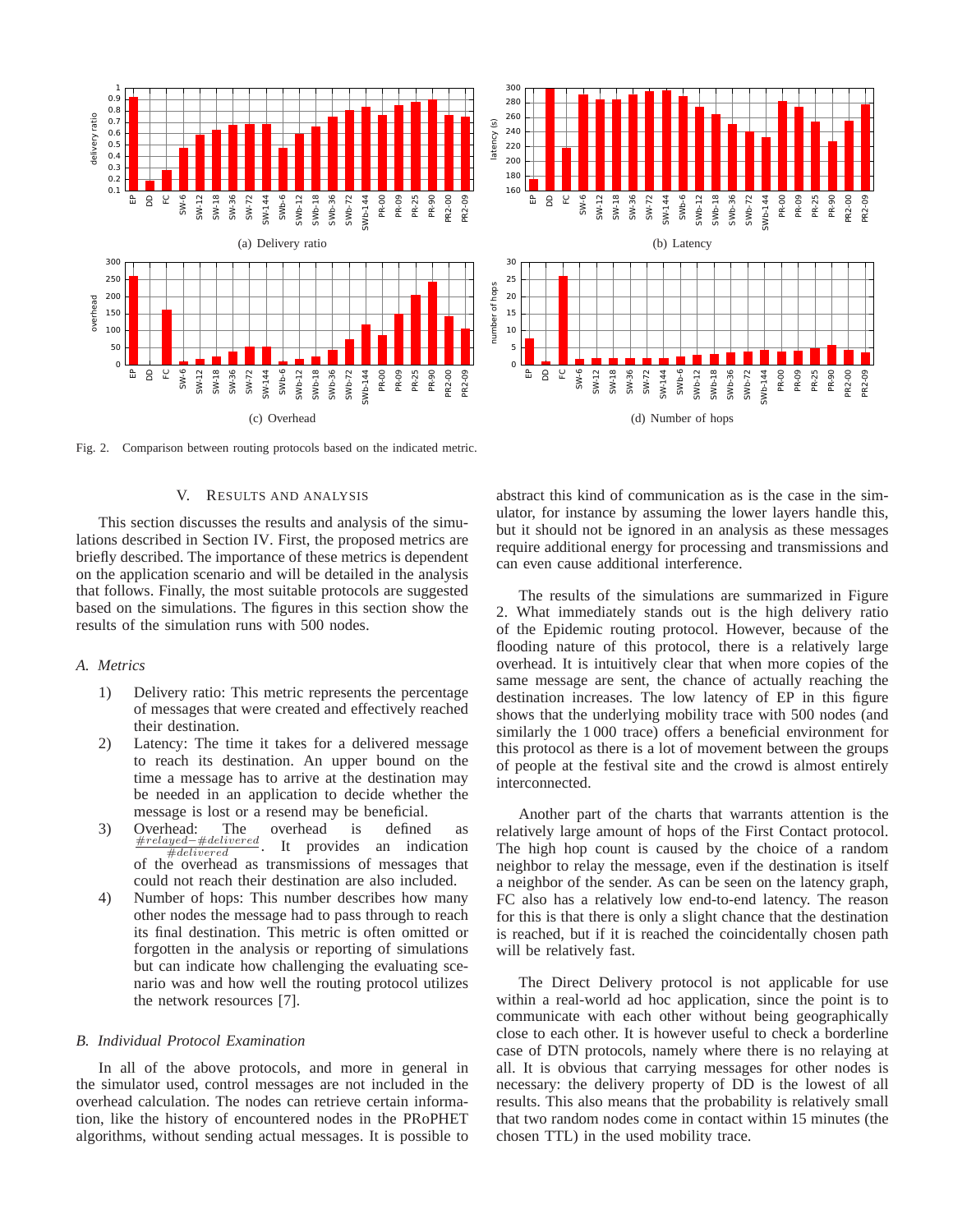(a) Delivery ratio

(b) Latency

(c) Overhead

(d) Number of hops

Fig. 2. Comparison between routing protocols based on the indicated metric.

## V. Results and Analysis

This section discusses the results and analysis of the simulations described in Section IV. First, the proposed metrics are briefly described. The importance of these metrics is dependent on the application scenario and will be detailed in the analysis that follows. Finally, the most suitable protocols are suggested based on the simulations. The figures in this section show the results of the simulation runs with 500 nodes.

### *A. Metrics*

1) Delivery ratio: This metric represents the percentage of messages that were created and effectively reached their destination.
2) Latency: The time it takes for a delivered message to reach its destination. An upper bound on the time a message has to arrive at the destination may be needed in an application to decide whether the message is lost or a resend may be beneficial.
3) Overhead: The overhead is defined as $\frac{\#relayed - \#delivered}{\#delivered}$. It provides an indication of the overhead as transmissions of messages that could not reach their destination are also included.
4) Number of hops: This number describes how many other nodes the message had to pass through to reach its final destination. This metric is often omitted or forgotten in the analysis or reporting of simulations but can indicate how challenging the evaluating scenario was and how well the routing protocol utilizes the network resources [7].

### *B. Individual Protocol Examination*

In all of the above protocols, and more in general in the simulator used, control messages are not included in the overhead calculation. The nodes can retrieve certain information, like the history of encountered nodes in the PRoPHET algorithms, without sending actual messages. It is possible to abstract this kind of communication as is the case in the simulator, for instance by assuming the lower layers handle this, but it should not be ignored in an analysis as these messages require additional energy for processing and transmissions and can even cause additional interference.

The results of the simulations are summarized in Figure 2. What immediately stands out is the high delivery ratio of the Epidemic routing protocol. However, because of the flooding nature of this protocol, there is a relatively large overhead. It is intuitively clear that when more copies of the same message are sent, the chance of actually reaching the destination increases. The low latency of EP in this figure shows that the underlying mobility trace with 500 nodes (and similarly the 1 000 trace) offers a beneficial environment for this protocol as there is a lot of movement between the groups of people at the festival site and the crowd is almost entirely interconnected.

Another part of the charts that warrants attention is the relatively large amount of hops of the First Contact protocol. The high hop count is caused by the choice of a random neighbor to relay the message, even if the destination is itself a neighbor of the sender. As can be seen on the latency graph, FC also has a relatively low end-to-end latency. The reason for this is that there is only a slight chance that the destination is reached, but if it is reached the coincidentally chosen path will be relatively fast.

The Direct Delivery protocol is not applicable for use within a real-world ad hoc application, since the point is to communicate with each other without being geographically close to each other. It is however useful to check a borderline case of DTN protocols, namely where there is no relaying at all. It is obvious that carrying messages for other nodes is necessary: the delivery property of DD is the lowest of all results. This also means that the probability is relatively small that two random nodes come in contact within 15 minutes (the chosen TTL) in the used mobility trace.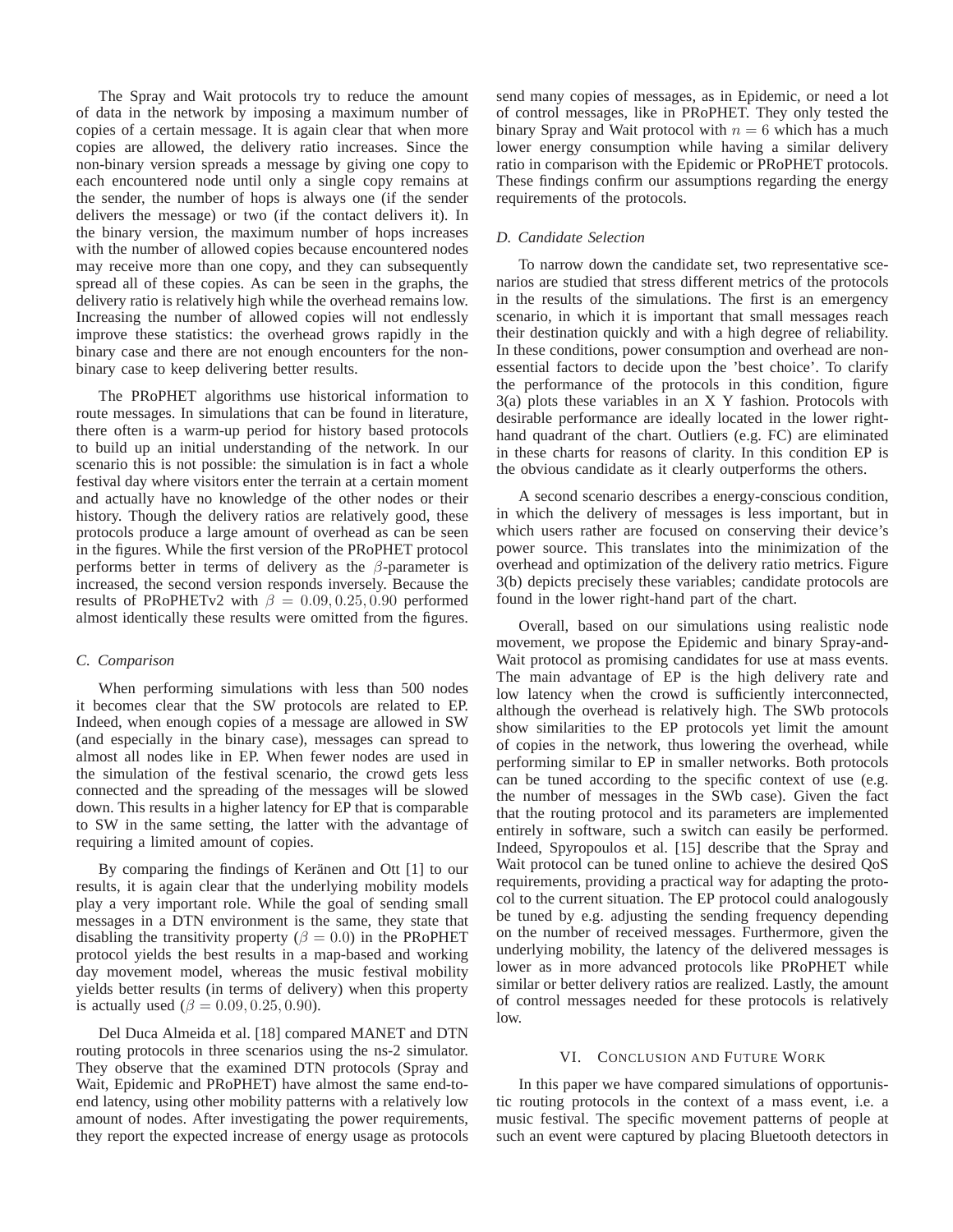The Spray and Wait protocols try to reduce the amount of data in the network by imposing a maximum number of copies of a certain message. It is again clear that when more copies are allowed, the delivery ratio increases. Since the non-binary version spreads a message by giving one copy to each encountered node until only a single copy remains at the sender, the number of hops is always one (if the sender delivers the message) or two (if the contact delivers it). In the binary version, the maximum number of hops increases with the number of allowed copies because encountered nodes may receive more than one copy, and they can subsequently spread all of these copies. As can be seen in the graphs, the delivery ratio is relatively high while the overhead remains low. Increasing the number of allowed copies will not endlessly improve these statistics: the overhead grows rapidly in the binary case and there are not enough encounters for the non-binary case to keep delivering better results.

The PRoPHET algorithms use historical information to route messages. In simulations that can be found in literature, there often is a warm-up period for history based protocols to build up an initial understanding of the network. In our scenario this is not possible: the simulation is in fact a whole festival day where visitors enter the terrain at a certain moment and actually have no knowledge of the other nodes or their history. Though the delivery ratios are relatively good, these protocols produce a large amount of overhead as can be seen in the figures. While the first version of the PRoPHET protocol performs better in terms of delivery as the $\beta$-parameter is increased, the second version responds inversely. Because the results of PRoPHETv2 with $\beta = 0.09, 0.25, 0.90$ performed almost identically these results were omitted from the figures.

### C. Comparison

When performing simulations with less than 500 nodes it becomes clear that the SW protocols are related to EP. Indeed, when enough copies of a message are allowed in SW (and especially in the binary case), messages can spread to almost all nodes like in EP. When fewer nodes are used in the simulation of the festival scenario, the crowd gets less connected and the spreading of the messages will be slowed down. This results in a higher latency for EP that is comparable to SW in the same setting, the latter with the advantage of requiring a limited amount of copies.

By comparing the findings of Keränen and Ott [1] to our results, it is again clear that the underlying mobility models play a very important role. While the goal of sending small messages in a DTN environment is the same, they state that disabling the transitivity property ($\beta = 0.0$) in the PRoPHET protocol yields the best results in a map-based and working day movement model, whereas the music festival mobility yields better results (in terms of delivery) when this property is actually used ($\beta = 0.09, 0.25, 0.90$).

Del Duca Almeida et al. [18] compared MANET and DTN routing protocols in three scenarios using the ns-2 simulator. They observe that the examined DTN protocols (Spray and Wait, Epidemic and PRoPHET) have almost the same end-to-end latency, using other mobility patterns with a relatively low amount of nodes. After investigating the power requirements, they report the expected increase of energy usage as protocols send many copies of messages, as in Epidemic, or need a lot of control messages, like in PRoPHET. They only tested the binary Spray and Wait protocol with $n = 6$ which has a much lower energy consumption while having a similar delivery ratio in comparison with the Epidemic or PRoPHET protocols. These findings confirm our assumptions regarding the energy requirements of the protocols.

### D. Candidate Selection

To narrow down the candidate set, two representative scenarios are studied that stress different metrics of the protocols in the results of the simulations. The first is an emergency scenario, in which it is important that small messages reach their destination quickly and with a high degree of reliability. In these conditions, power consumption and overhead are non-essential factors to decide upon the 'best choice'. To clarify the performance of the protocols in this condition, figure 3(a) plots these variables in an X Y fashion. Protocols with desirable performance are ideally located in the lower right-hand quadrant of the chart. Outliers (e.g. FC) are eliminated in these charts for reasons of clarity. In this condition EP is the obvious candidate as it clearly outperforms the others.

A second scenario describes a energy-conscious condition, in which the delivery of messages is less important, but in which users rather are focused on conserving their device's power source. This translates into the minimization of the overhead and optimization of the delivery ratio metrics. Figure 3(b) depicts precisely these variables; candidate protocols are found in the lower right-hand part of the chart.

Overall, based on our simulations using realistic node movement, we propose the Epidemic and binary Spray-and-Wait protocol as promising candidates for use at mass events. The main advantage of EP is the high delivery rate and low latency when the crowd is sufficiently interconnected, although the overhead is relatively high. The SWb protocols show similarities to the EP protocols yet limit the amount of copies in the network, thus lowering the overhead, while performing similar to EP in smaller networks. Both protocols can be tuned according to the specific context of use (e.g. the number of messages in the SWb case). Given the fact that the routing protocol and its parameters are implemented entirely in software, such a switch can easily be performed. Indeed, Spyropoulos et al. [15] describe that the Spray and Wait protocol can be tuned online to achieve the desired QoS requirements, providing a practical way for adapting the protocol to the current situation. The EP protocol could analogously be tuned by e.g. adjusting the sending frequency depending on the number of received messages. Furthermore, given the underlying mobility, the latency of the delivered messages is lower as in more advanced protocols like PRoPHET while similar or better delivery ratios are realized. Lastly, the amount of control messages needed for these protocols is relatively low.

## VI. Conclusion and Future Work

In this paper we have compared simulations of opportunistic routing protocols in the context of a mass event, i.e. a music festival. The specific movement patterns of people at such an event were captured by placing Bluetooth detectors in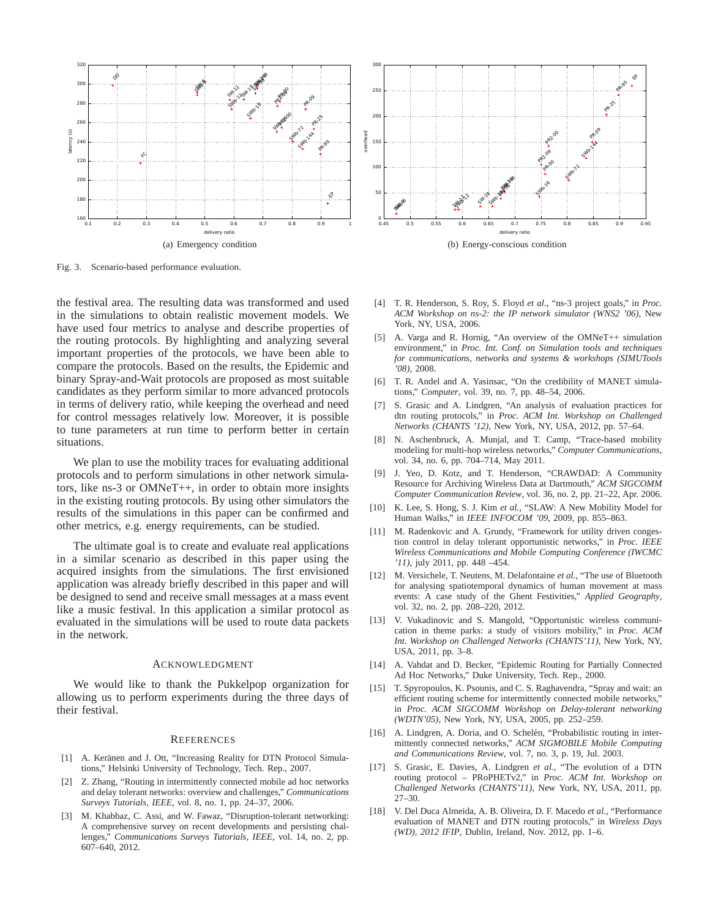320
300
280
260
240
220
200
180
160
latency (s)
0.1 0.2 0.3 0.4 0.5 0.6 0.7 0.8 0.9 1
delivery ratio
DD
FC
SW-6
SWb-6
SW-12
SWb-12
SW-18
SWb-18
PR-09
PR-25
PR-90
EP
SWb-72
SWb-144

(a) Emergency condition

300
250
200
150
100
50
0
overhead
0.45 0.5 0.55 0.6 0.65 0.7 0.75 0.8 0.85 0.9 0.95
delivery ratio
SW-6
SWb-6
SW-12
SWb-12
SW-18
SWb-18
SWb-36
PR2-00
PR2-09
PR-00
SWb-72
PR-09
SWb-144
PR-25
PR-90
EP

(b) Energy-conscious condition

Fig. 3. Scenario-based performance evaluation.

the festival area. The resulting data was transformed and used in the simulations to obtain realistic movement models. We have used four metrics to analyse and describe properties of the routing protocols. By highlighting and analyzing several important properties of the protocols, we have been able to compare the protocols. Based on the results, the Epidemic and binary Spray-and-Wait protocols are proposed as most suitable candidates as they perform similar to more advanced protocols in terms of delivery ratio, while keeping the overhead and need for control messages relatively low. Moreover, it is possible to tune parameters at run time to perform better in certain situations.

We plan to use the mobility traces for evaluating additional protocols and to perform simulations in other network simulators, like ns-3 or OMNeT++, in order to obtain more insights in the existing routing protocols. By using other simulators the results of the simulations in this paper can be confirmed and other metrics, e.g. energy requirements, can be studied.

The ultimate goal is to create and evaluate real applications in a similar scenario as described in this paper using the acquired insights from the simulations. The first envisioned application was already briefly described in this paper and will be designed to send and receive small messages at a mass event like a music festival. In this application a similar protocol as evaluated in the simulations will be used to route data packets in the network.

## Acknowledgment

We would like to thank the Pukkelpop organization for allowing us to perform experiments during the three days of their festival.

## References

[1] A. Keränen and J. Ott, "Increasing Reality for DTN Protocol Simulations," Helsinki University of Technology, Tech. Rep., 2007.

[2] Z. Zhang, "Routing in intermittently connected mobile ad hoc networks and delay tolerant networks: overview and challenges," *Communications Surveys Tutorials, IEEE*, vol. 8, no. 1, pp. 24–37, 2006.

[3] M. Khabbaz, C. Assi, and W. Fawaz, "Disruption-tolerant networking: A comprehensive survey on recent developments and persisting challenges," *Communications Surveys Tutorials, IEEE*, vol. 14, no. 2, pp. 607–640, 2012.

[4] T. R. Henderson, S. Roy, S. Floyd *et al.*, "ns-3 project goals," in *Proc. ACM Workshop on ns-2: the IP network simulator (WNS2 '06)*, New York, NY, USA, 2006.

[5] A. Varga and R. Hornig, "An overview of the OMNeT++ simulation environment," in *Proc. Int. Conf. on Simulation tools and techniques for communications, networks and systems & workshops (SIMUTools '08)*, 2008.

[6] T. R. Andel and A. Yasinsac, "On the credibility of MANET simulations," *Computer*, vol. 39, no. 7, pp. 48–54, 2006.

[7] S. Grasic and A. Lindgren, "An analysis of evaluation practices for dtn routing protocols," in *Proc. ACM Int. Workshop on Challenged Networks (CHANTS '12)*, New York, NY, USA, 2012, pp. 57–64.

[8] N. Aschenbruck, A. Munjal, and T. Camp, "Trace-based mobility modeling for multi-hop wireless networks," *Computer Communications*, vol. 34, no. 6, pp. 704–714, May 2011.

[9] J. Yeo, D. Kotz, and T. Henderson, "CRAWDAD: A Community Resource for Archiving Wireless Data at Dartmouth," *ACM SIGCOMM Computer Communication Review*, vol. 36, no. 2, pp. 21–22, Apr. 2006.

[10] K. Lee, S. Hong, S. J. Kim *et al.*, "SLAW: A New Mobility Model for Human Walks," in *IEEE INFOCOM '09*, 2009, pp. 855–863.

[11] M. Radenkovic and A. Grundy, "Framework for utility driven congestion control in delay tolerant opportunistic networks," in *Proc. IEEE Wireless Communications and Mobile Computing Conference (IWCMC '11)*, july 2011, pp. 448 –454.

[12] M. Versichele, T. Neutens, M. Delafontaine *et al.*, "The use of Bluetooth for analysing spatiotemporal dynamics of human movement at mass events: A case study of the Ghent Festivities," *Applied Geography*, vol. 32, no. 2, pp. 208–220, 2012.

[13] V. Vukadinovic and S. Mangold, "Opportunistic wireless communication in theme parks: a study of visitors mobility," in *Proc. ACM Int. Workshop on Challenged Networks (CHANTS'11)*, New York, NY, USA, 2011, pp. 3–8.

[14] A. Vahdat and D. Becker, "Epidemic Routing for Partially Connected Ad Hoc Networks," Duke University, Tech. Rep., 2000.

[15] T. Spyropoulos, K. Psounis, and C. S. Raghavendra, "Spray and wait: an efficient routing scheme for intermittently connected mobile networks," in *Proc. ACM SIGCOMM Workshop on Delay-tolerant networking (WDTN'05)*, New York, NY, USA, 2005, pp. 252–259.

[16] A. Lindgren, A. Doria, and O. Schelén, "Probabilistic routing in intermittently connected networks," *ACM SIGMOBILE Mobile Computing and Communications Review*, vol. 7, no. 3, p. 19, Jul. 2003.

[17] S. Grasic, E. Davies, A. Lindgren *et al.*, "The evolution of a DTN routing protocol – PRoPHETv2," in *Proc. ACM Int. Workshop on Challenged Networks (CHANTS'11)*, New York, NY, USA, 2011, pp. 27–30.

[18] V. Del Duca Almeida, A. B. Oliveira, D. F. Macedo *et al.*, "Performance evaluation of MANET and DTN routing protocols," in *Wireless Days (WD), 2012 IFIP*, Dublin, Ireland, Nov. 2012, pp. 1–6.